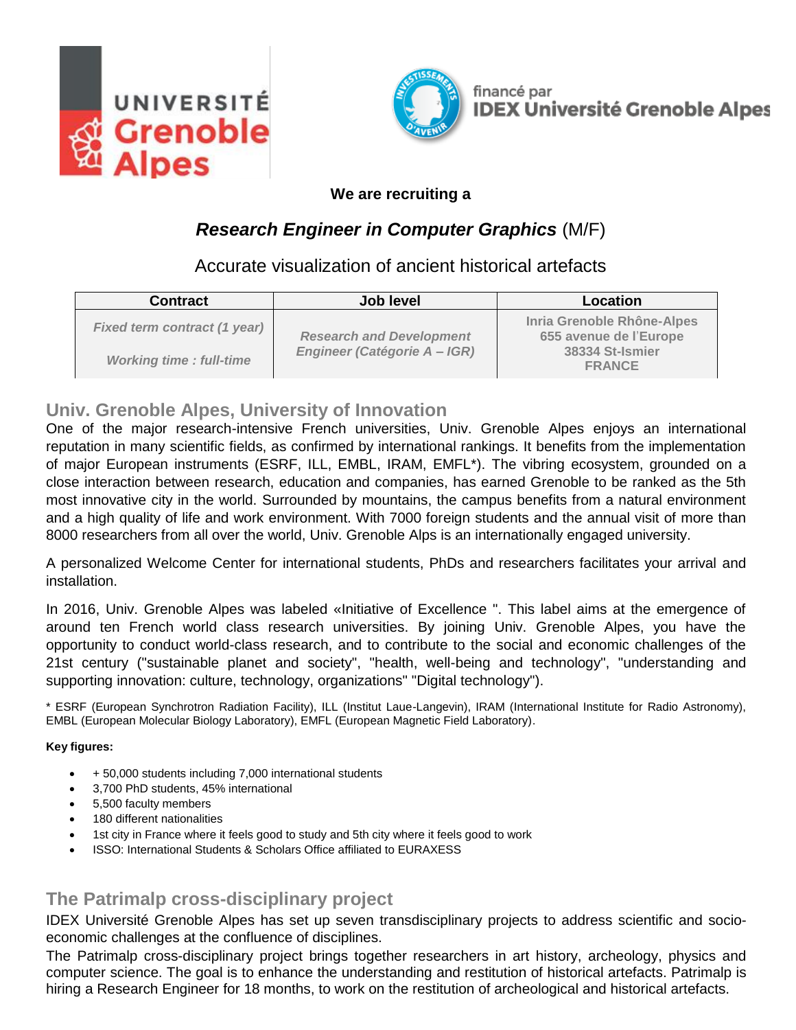UNIVERSITÉ Grenoble Alpes

financé par
IDEX Université Grenoble Alpes

**We are recruiting a**

## ***Research Engineer in Computer Graphics*** (M/F)

Accurate visualization of ancient historical artefacts

| Contract | Job level | Location |
|---|---|---|
| ***Fixed term contract (1 year)***<br><br>***Working time : full-time*** | ***Research and Development Engineer (Catégorie A – IGR)*** | **Inria Grenoble Rhône-Alpes<br>655 avenue de l'Europe<br>38334 St-Ismier<br>FRANCE** |

## Univ. Grenoble Alpes, University of Innovation

One of the major research-intensive French universities, Univ. Grenoble Alpes enjoys an international reputation in many scientific fields, as confirmed by international rankings. It benefits from the implementation of major European instruments (ESRF, ILL, EMBL, IRAM, EMFL*). The vibring ecosystem, grounded on a close interaction between research, education and companies, has earned Grenoble to be ranked as the 5th most innovative city in the world. Surrounded by mountains, the campus benefits from a natural environment and a high quality of life and work environment. With 7000 foreign students and the annual visit of more than 8000 researchers from all over the world, Univ. Grenoble Alps is an internationally engaged university.

A personalized Welcome Center for international students, PhDs and researchers facilitates your arrival and installation.

In 2016, Univ. Grenoble Alpes was labeled «Initiative of Excellence ". This label aims at the emergence of around ten French world class research universities. By joining Univ. Grenoble Alpes, you have the opportunity to conduct world-class research, and to contribute to the social and economic challenges of the 21st century ("sustainable planet and society", "health, well-being and technology", "understanding and supporting innovation: culture, technology, organizations" "Digital technology").

* ESRF (European Synchrotron Radiation Facility), ILL (Institut Laue-Langevin), IRAM (International Institute for Radio Astronomy), EMBL (European Molecular Biology Laboratory), EMFL (European Magnetic Field Laboratory).

**Key figures:**

- + 50,000 students including 7,000 international students
- 3,700 PhD students, 45% international
- 5,500 faculty members
- 180 different nationalities
- 1st city in France where it feels good to study and 5th city where it feels good to work
- ISSO: International Students & Scholars Office affiliated to EURAXESS

## The Patrimalp cross-disciplinary project

IDEX Université Grenoble Alpes has set up seven transdisciplinary projects to address scientific and socio-economic challenges at the confluence of disciplines.

The Patrimalp cross-disciplinary project brings together researchers in art history, archeology, physics and computer science. The goal is to enhance the understanding and restitution of historical artefacts. Patrimalp is hiring a Research Engineer for 18 months, to work on the restitution of archeological and historical artefacts.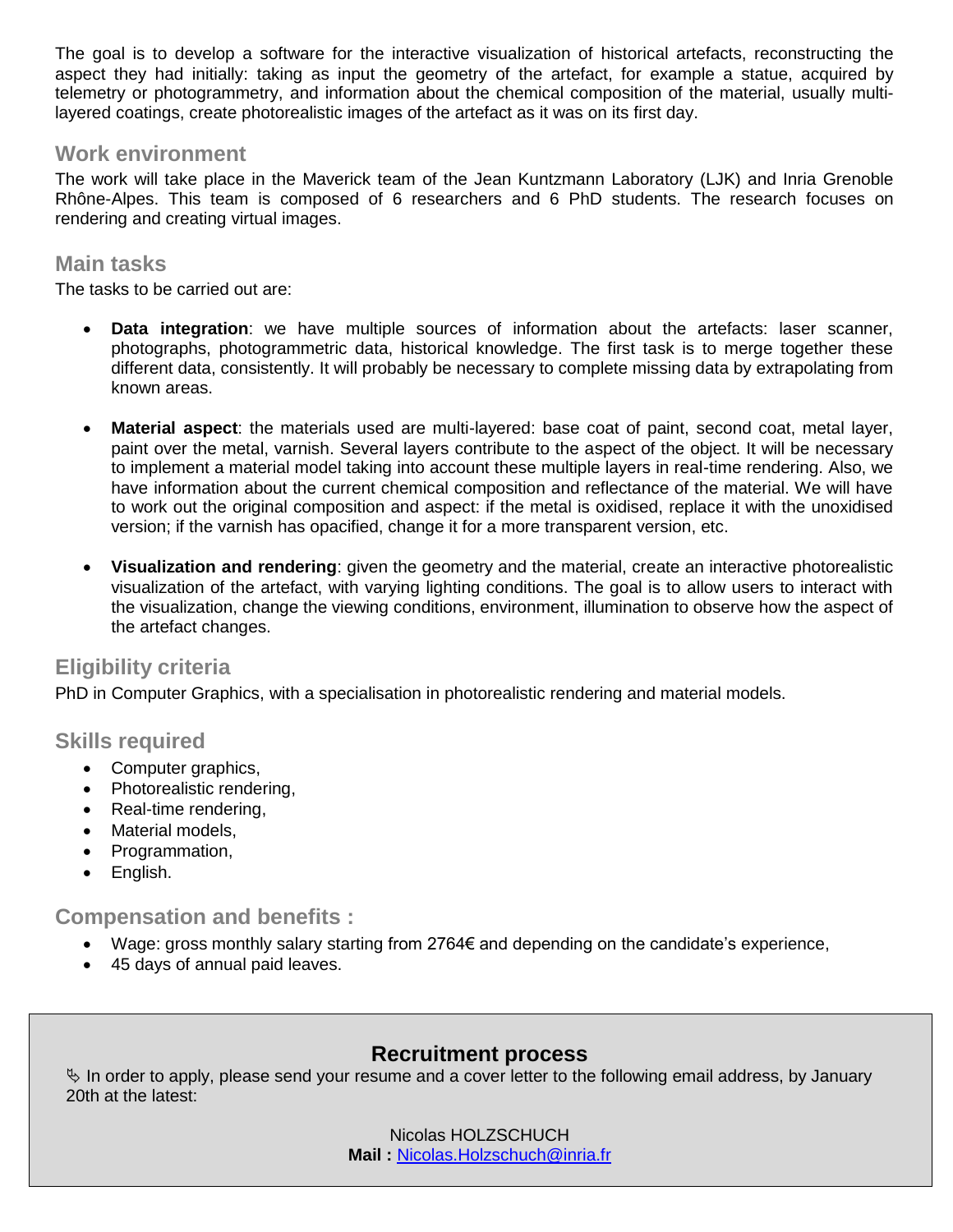The goal is to develop a software for the interactive visualization of historical artefacts, reconstructing the aspect they had initially: taking as input the geometry of the artefact, for example a statue, acquired by telemetry or photogrammetry, and information about the chemical composition of the material, usually multi-layered coatings, create photorealistic images of the artefact as it was on its first day.

## Work environment

The work will take place in the Maverick team of the Jean Kuntzmann Laboratory (LJK) and Inria Grenoble Rhône-Alpes. This team is composed of 6 researchers and 6 PhD students. The research focuses on rendering and creating virtual images.

## Main tasks

The tasks to be carried out are:

- **Data integration**: we have multiple sources of information about the artefacts: laser scanner, photographs, photogrammetric data, historical knowledge. The first task is to merge together these different data, consistently. It will probably be necessary to complete missing data by extrapolating from known areas.

- **Material aspect**: the materials used are multi-layered: base coat of paint, second coat, metal layer, paint over the metal, varnish. Several layers contribute to the aspect of the object. It will be necessary to implement a material model taking into account these multiple layers in real-time rendering. Also, we have information about the current chemical composition and reflectance of the material. We will have to work out the original composition and aspect: if the metal is oxidised, replace it with the unoxidised version; if the varnish has opacified, change it for a more transparent version, etc.

- **Visualization and rendering**: given the geometry and the material, create an interactive photorealistic visualization of the artefact, with varying lighting conditions. The goal is to allow users to interact with the visualization, change the viewing conditions, environment, illumination to observe how the aspect of the artefact changes.

## Eligibility criteria

PhD in Computer Graphics, with a specialisation in photorealistic rendering and material models.

## Skills required

- Computer graphics,
- Photorealistic rendering,
- Real-time rendering,
- Material models,
- Programmation,
- English.

## Compensation and benefits :

- Wage: gross monthly salary starting from 2764€ and depending on the candidate's experience,
- 45 days of annual paid leaves.

## Recruitment process

✎ In order to apply, please send your resume and a cover letter to the following email address, by January 20th at the latest:

Nicolas HOLZSCHUCH
**Mail :** Nicolas.Holzschuch@inria.fr